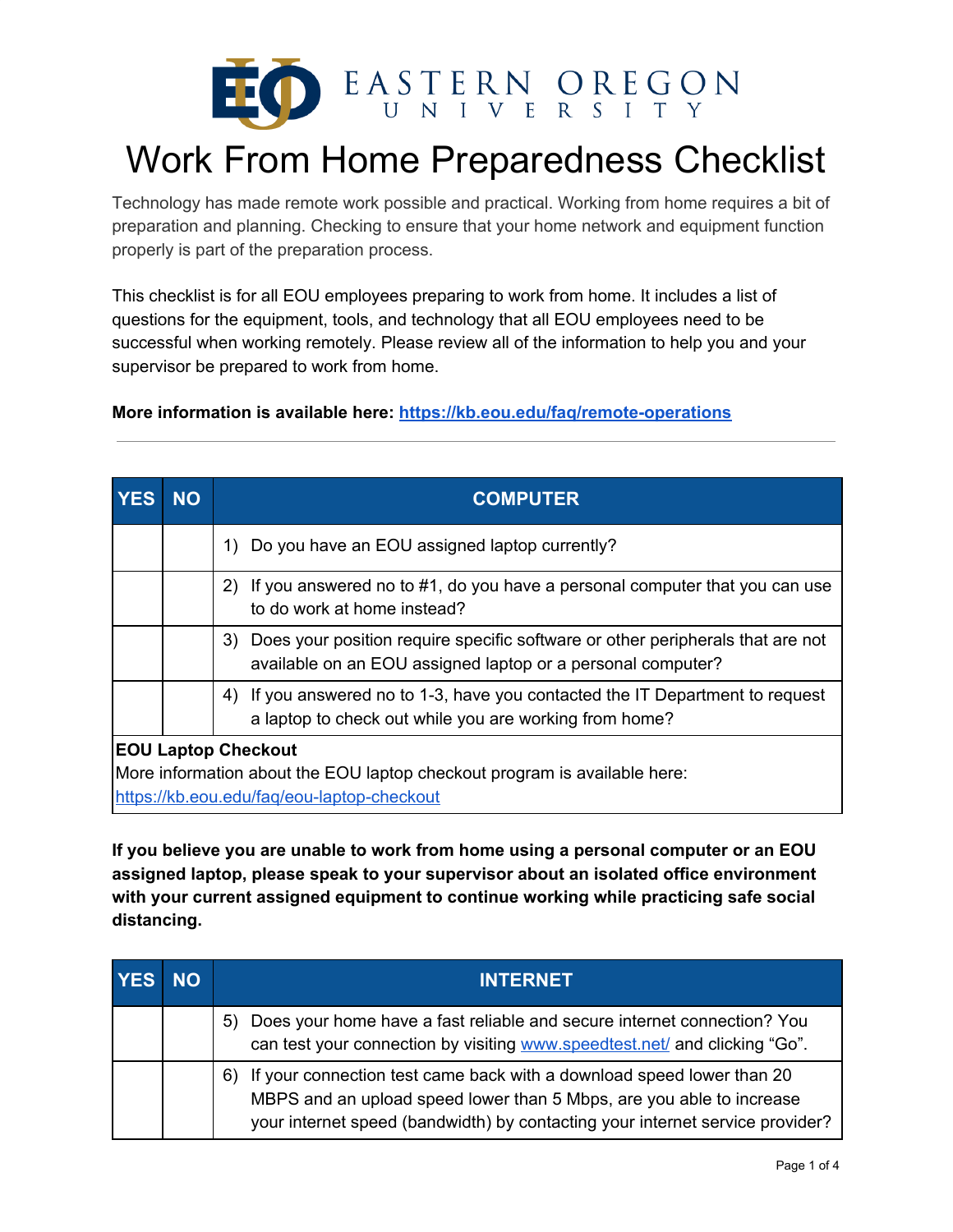EASTERN OREGON UNIVERSITY

# Work From Home Preparedness Checklist

Technology has made remote work possible and practical. Working from home requires a bit of preparation and planning. Checking to ensure that your home network and equipment function properly is part of the preparation process.

This checklist is for all EOU employees preparing to work from home. It includes a list of questions for the equipment, tools, and technology that all EOU employees need to be successful when working remotely. Please review all of the information to help you and your supervisor be prepared to work from home.

**More information is available here: https://kb.eou.edu/faq/remote-operations**

---

| YES | NO | COMPUTER |
|---|---|---|
| | | 1) Do you have an EOU assigned laptop currently? |
| | | 2) If you answered no to #1, do you have a personal computer that you can use to do work at home instead? |
| | | 3) Does your position require specific software or other peripherals that are not available on an EOU assigned laptop or a personal computer? |
| | | 4) If you answered no to 1-3, have you contacted the IT Department to request a laptop to check out while you are working from home? |
| **EOU Laptop Checkout** More information about the EOU laptop checkout program is available here: https://kb.eou.edu/faq/eou-laptop-checkout | | |

**If you believe you are unable to work from home using a personal computer or an EOU assigned laptop, please speak to your supervisor about an isolated office environment with your current assigned equipment to continue working while practicing safe social distancing.**

| YES | NO | INTERNET |
|---|---|---|
| | | 5) Does your home have a fast reliable and secure internet connection? You can test your connection by visiting www.speedtest.net/ and clicking "Go". |
| | | 6) If your connection test came back with a download speed lower than 20 MBPS and an upload speed lower than 5 Mbps, are you able to increase your internet speed (bandwidth) by contacting your internet service provider? |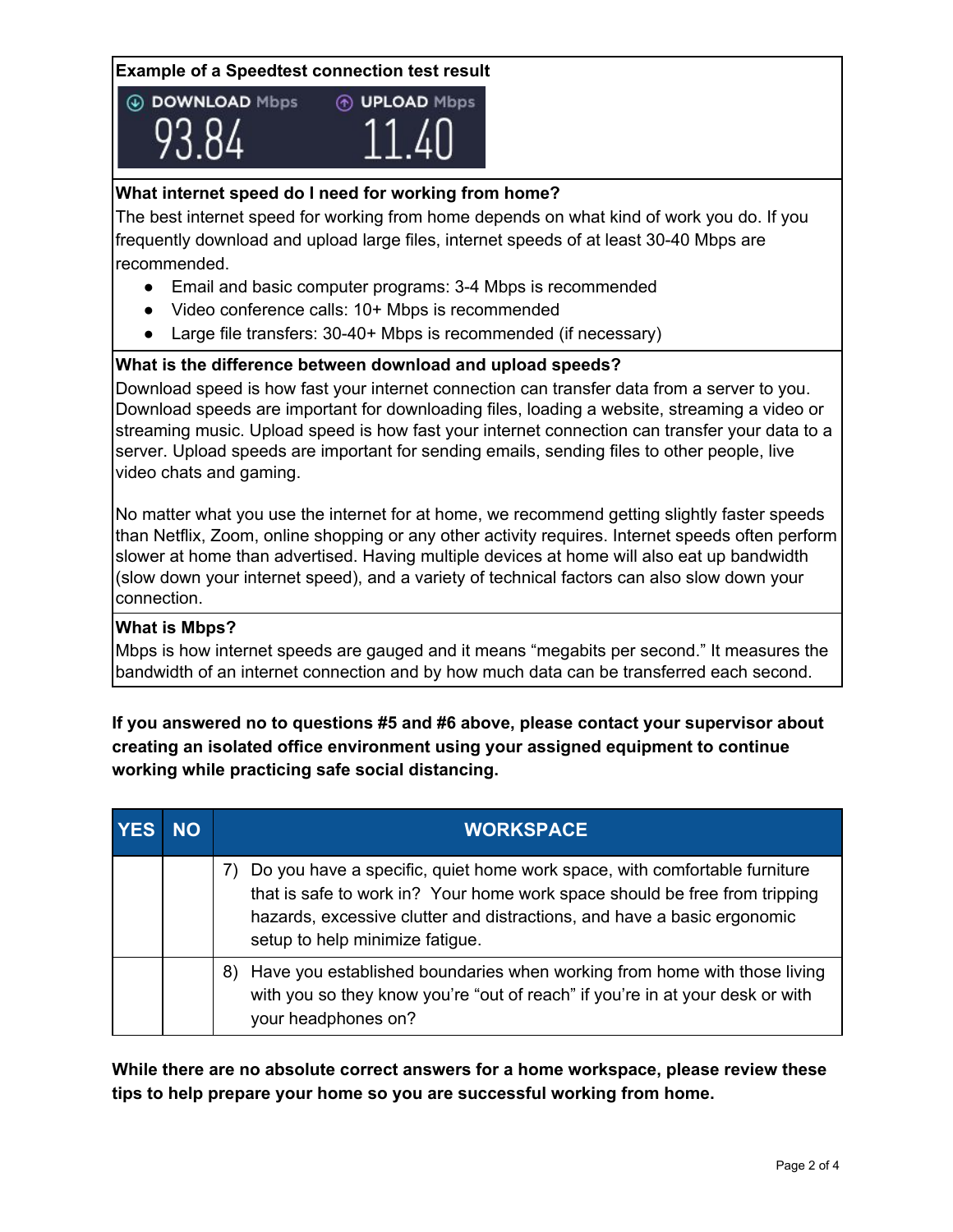**Example of a Speedtest connection test result**

DOWNLOAD Mbps 93.84 | UPLOAD Mbps 11.40

**What internet speed do I need for working from home?**

The best internet speed for working from home depends on what kind of work you do. If you frequently download and upload large files, internet speeds of at least 30-40 Mbps are recommended.

- Email and basic computer programs: 3-4 Mbps is recommended
- Video conference calls: 10+ Mbps is recommended
- Large file transfers: 30-40+ Mbps is recommended (if necessary)

**What is the difference between download and upload speeds?**

Download speed is how fast your internet connection can transfer data from a server to you. Download speeds are important for downloading files, loading a website, streaming a video or streaming music. Upload speed is how fast your internet connection can transfer your data to a server. Upload speeds are important for sending emails, sending files to other people, live video chats and gaming.

No matter what you use the internet for at home, we recommend getting slightly faster speeds than Netflix, Zoom, online shopping or any other activity requires. Internet speeds often perform slower at home than advertised. Having multiple devices at home will also eat up bandwidth (slow down your internet speed), and a variety of technical factors can also slow down your connection.

**What is Mbps?**

Mbps is how internet speeds are gauged and it means "megabits per second." It measures the bandwidth of an internet connection and by how much data can be transferred each second.

**If you answered no to questions #5 and #6 above, please contact your supervisor about creating an isolated office environment using your assigned equipment to continue working while practicing safe social distancing.**

| YES | NO | WORKSPACE |
|---|---|---|
| | | 7) Do you have a specific, quiet home work space, with comfortable furniture that is safe to work in? Your home work space should be free from tripping hazards, excessive clutter and distractions, and have a basic ergonomic setup to help minimize fatigue. |
| | | 8) Have you established boundaries when working from home with those living with you so they know you're "out of reach" if you're in at your desk or with your headphones on? |

**While there are no absolute correct answers for a home workspace, please review these tips to help prepare your home so you are successful working from home.**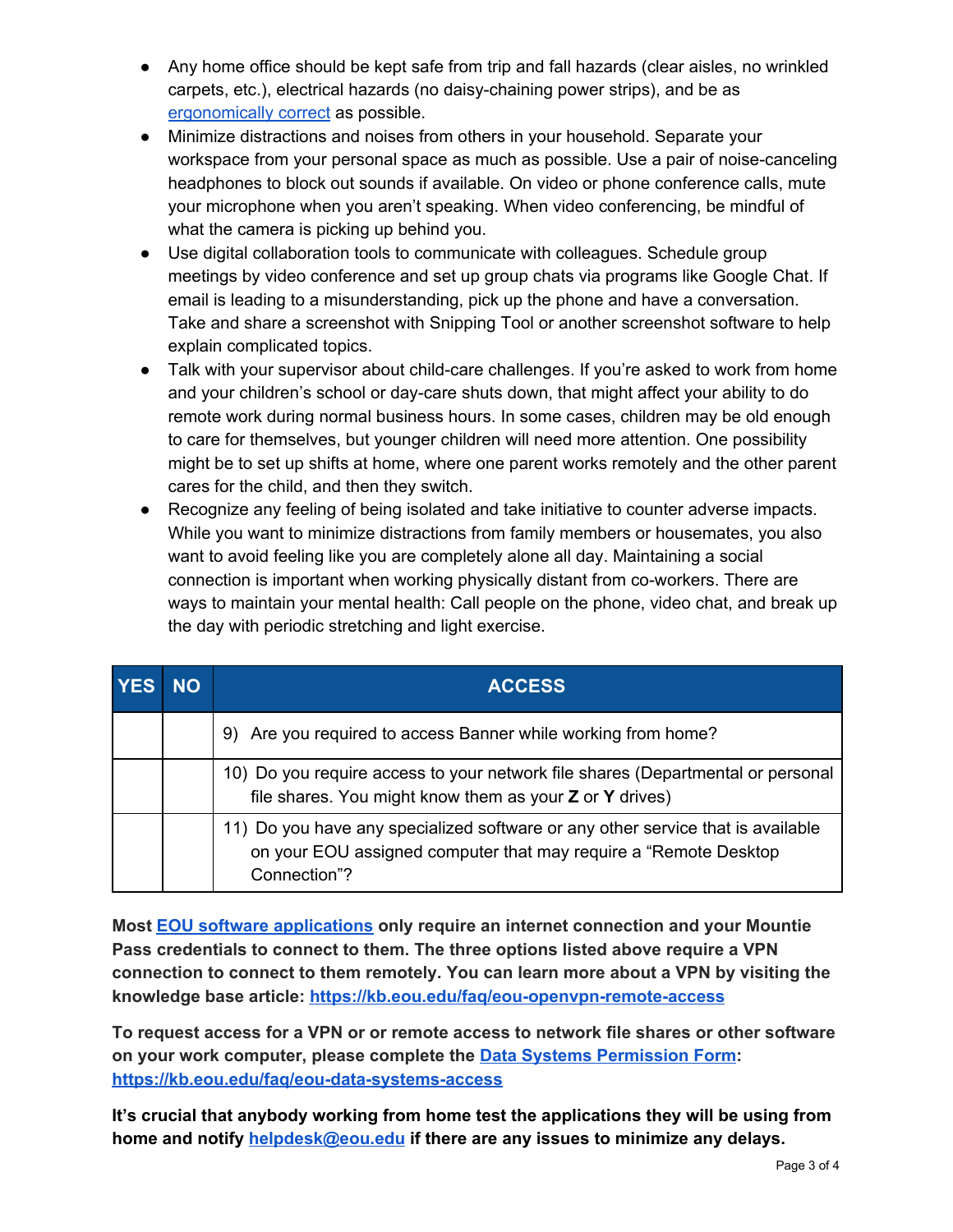- Any home office should be kept safe from trip and fall hazards (clear aisles, no wrinkled carpets, etc.), electrical hazards (no daisy-chaining power strips), and be as [ergonomically correct]() as possible.
- Minimize distractions and noises from others in your household. Separate your workspace from your personal space as much as possible. Use a pair of noise-canceling headphones to block out sounds if available. On video or phone conference calls, mute your microphone when you aren't speaking. When video conferencing, be mindful of what the camera is picking up behind you.
- Use digital collaboration tools to communicate with colleagues. Schedule group meetings by video conference and set up group chats via programs like Google Chat. If email is leading to a misunderstanding, pick up the phone and have a conversation. Take and share a screenshot with Snipping Tool or another screenshot software to help explain complicated topics.
- Talk with your supervisor about child-care challenges. If you're asked to work from home and your children's school or day-care shuts down, that might affect your ability to do remote work during normal business hours. In some cases, children may be old enough to care for themselves, but younger children will need more attention. One possibility might be to set up shifts at home, where one parent works remotely and the other parent cares for the child, and then they switch.
- Recognize any feeling of being isolated and take initiative to counter adverse impacts. While you want to minimize distractions from family members or housemates, you also want to avoid feeling like you are completely alone all day. Maintaining a social connection is important when working physically distant from co-workers. There are ways to maintain your mental health: Call people on the phone, video chat, and break up the day with periodic stretching and light exercise.

| YES | NO | ACCESS |
|---|---|---|
| | | 9) Are you required to access Banner while working from home? |
| | | 10) Do you require access to your network file shares (Departmental or personal file shares. You might know them as your **Z** or **Y** drives) |
| | | 11) Do you have any specialized software or any other service that is available on your EOU assigned computer that may require a "Remote Desktop Connection"? |

**Most [EOU software applications]() only require an internet connection and your Mountie Pass credentials to connect to them. The three options listed above require a VPN connection to connect to them remotely. You can learn more about a VPN by visiting the knowledge base article: [https://kb.eou.edu/faq/eou-openvpn-remote-access](https://kb.eou.edu/faq/eou-openvpn-remote-access)**

**To request access for a VPN or or remote access to network file shares or other software on your work computer, please complete the [Data Systems Permission Form](): [https://kb.eou.edu/faq/eou-data-systems-access](https://kb.eou.edu/faq/eou-data-systems-access)**

**It's crucial that anybody working from home test the applications they will be using from home and notify [helpdesk@eou.edu](mailto:helpdesk@eou.edu) if there are any issues to minimize any delays.**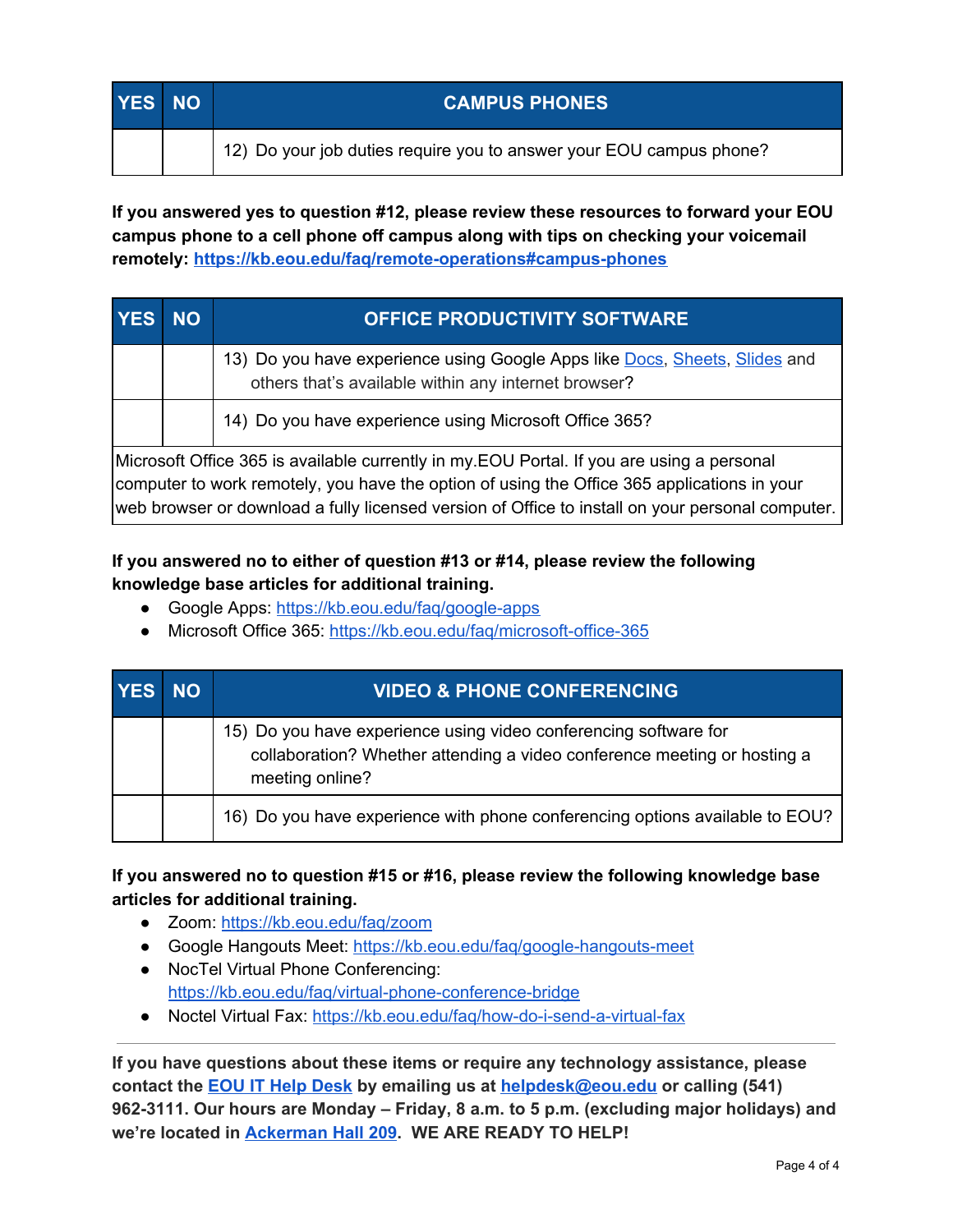| YES | NO | CAMPUS PHONES |
|---|---|---|
| | | 12) Do your job duties require you to answer your EOU campus phone? |

**If you answered yes to question #12, please review these resources to forward your EOU campus phone to a cell phone off campus along with tips on checking your voicemail remotely: https://kb.eou.edu/faq/remote-operations#campus-phones**

| YES | NO | OFFICE PRODUCTIVITY SOFTWARE |
|---|---|---|
| | | 13) Do you have experience using Google Apps like Docs, Sheets, Slides and others that's available within any internet browser? |
| | | 14) Do you have experience using Microsoft Office 365? |
| Microsoft Office 365 is available currently in my.EOU Portal. If you are using a personal computer to work remotely, you have the option of using the Office 365 applications in your web browser or download a fully licensed version of Office to install on your personal computer. | | |

**If you answered no to either of question #13 or #14, please review the following knowledge base articles for additional training.**

- Google Apps: https://kb.eou.edu/faq/google-apps
- Microsoft Office 365: https://kb.eou.edu/faq/microsoft-office-365

| YES | NO | VIDEO & PHONE CONFERENCING |
|---|---|---|
| | | 15) Do you have experience using video conferencing software for collaboration? Whether attending a video conference meeting or hosting a meeting online? |
| | | 16) Do you have experience with phone conferencing options available to EOU? |

**If you answered no to question #15 or #16, please review the following knowledge base articles for additional training.**

- Zoom: https://kb.eou.edu/faq/zoom
- Google Hangouts Meet: https://kb.eou.edu/faq/google-hangouts-meet
- NocTel Virtual Phone Conferencing: https://kb.eou.edu/faq/virtual-phone-conference-bridge
- Noctel Virtual Fax: https://kb.eou.edu/faq/how-do-i-send-a-virtual-fax

---

**If you have questions about these items or require any technology assistance, please contact the EOU IT Help Desk by emailing us at helpdesk@eou.edu or calling (541) 962-3111. Our hours are Monday – Friday, 8 a.m. to 5 p.m. (excluding major holidays) and we're located in Ackerman Hall 209. WE ARE READY TO HELP!**